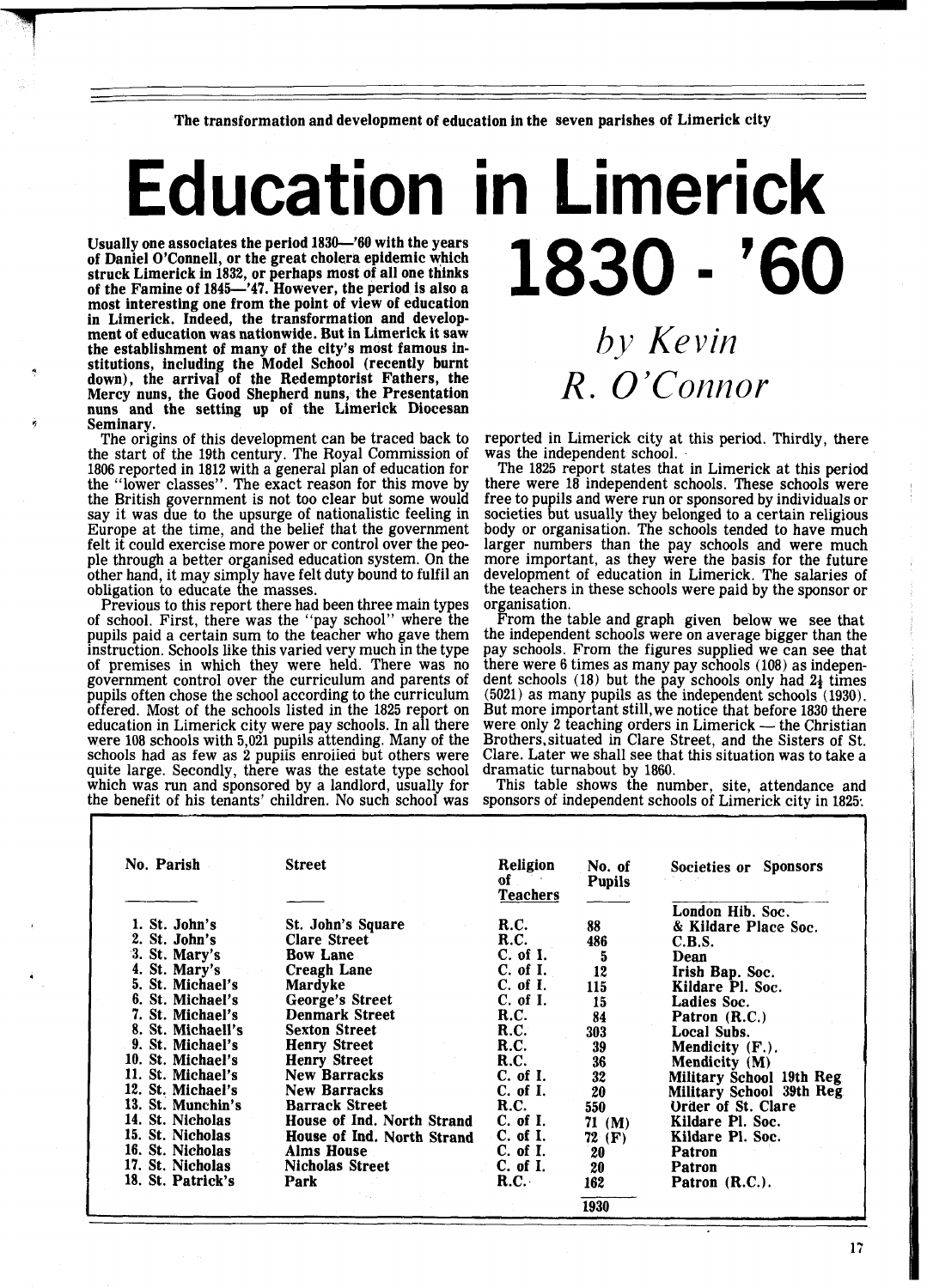The transformation and development of education in the seven parishes of Limerick city

# Education in Limerick 1830 - '60

*by Kevin R. O'Connor*

**Usually one associates the period 1830—'60 with the years of Daniel O'Connell, or the great cholera epidemic which struck Limerick in 1832, or perhaps most of all one thinks of the Famine of 1845—'47. However, the period is also a most interesting one from the point of view of education in Limerick. Indeed, the transformation and development of education was nationwide. But in Limerick it saw the establishment of many of the city's most famous institutions, including the Model School (recently burnt down), the arrival of the Redemptorist Fathers, the Mercy nuns, the Good Shepherd nuns, the Presentation nuns and the setting up of the Limerick Diocesan Seminary.**

The origins of this development can be traced back to the start of the 19th century. The Royal Commission of 1806 reported in 1812 with a general plan of education for the "lower classes". The exact reason for this move by the British government is not too clear but some would say it was due to the upsurge of nationalistic feeling in Europe at the time, and the belief that the government felt it could exercise more power or control over the people through a better organised education system. On the other hand, it may simply have felt duty bound to fulfil an obligation to educate the masses.

Previous to this report there had been three main types of school. First, there was the "pay school" where the pupils paid a certain sum to the teacher who gave them instruction. Schools like this varied very much in the type of premises in which they were held. There was no government control over the curriculum and parents of pupils often chose the school according to the curriculum offered. Most of the schools listed in the 1825 report on education in Limerick city were pay schools. In all there were 108 schools with 5,021 pupils attending. Many of the schools had as few as 2 pupils enrolled but others were quite large. Secondly, there was the estate type school which was run and sponsored by a landlord, usually for the benefit of his tenants' children. No such school was reported in Limerick city at this period. Thirdly, there was the independent school.

The 1825 report states that in Limerick at this period there were 18 independent schools. These schools were free to pupils and were run or sponsored by individuals or societies but usually they belonged to a certain religious body or organisation. The schools tended to have much larger numbers than the pay schools and were much more important, as they were the basis for the future development of education in Limerick. The salaries of the teachers in these schools were paid by the sponsor or organisation.

From the table and graph given below we see that the independent schools were on average bigger than the pay schools. From the figures supplied we can see that there were 6 times as many pay schools (108) as independent schools (18) but the pay schools only had 2½ times (5021) as many pupils as the independent schools (1930). But more important still, we notice that before 1830 there were only 2 teaching orders in Limerick — the Christian Brothers, situated in Clare Street, and the Sisters of St. Clare. Later we shall see that this situation was to take a dramatic turnabout by 1860.

This table shows the number, site, attendance and sponsors of independent schools of Limerick city in 1825:

| No. Parish | Street | Religion of Teachers | No. of Pupils | Societies or Sponsors |
|---|---|---|---|---|
| 1. St. John's | St. John's Square | R.C. | 88 | London Hib. Soc. & Kildare Place Soc. |
| 2. St. John's | Clare Street | R.C. | 486 | C.B.S. |
| 3. St. Mary's | Bow Lane | C. of I. | 5 | Dean |
| 4. St. Mary's | Creagh Lane | C. of I. | 12 | Irish Bap. Soc. |
| 5. St. Michael's | Mardyke | C. of I. | 115 | Kildare Pl. Soc. |
| 6. St. Michael's | George's Street | C. of I. | 15 | Ladies Soc. |
| 7. St. Michael's | Denmark Street | R.C. | 84 | Patron (R.C.) |
| 8. St. Michaell's | Sexton Street | R.C. | 303 | Local Subs. |
| 9. St. Michael's | Henry Street | R.C. | 39 | Mendicity (F.). |
| 10. St. Michael's | Henry Street | R.C. | 36 | Mendicity (M) |
| 11. St. Michael's | New Barracks | C. of I. | 32 | Military School 19th Reg |
| 12. St. Michael's | New Barracks | C. of I. | 20 | Military School 39th Reg |
| 13. St. Munchin's | Barrack Street | R.C. | 550 | Order of St. Clare |
| 14. St. Nicholas | House of Ind. North Strand | C. of I. | 71 (M) | Kildare Pl. Soc. |
| 15. St. Nicholas | House of Ind. North Strand | C. of I. | 72 (F) | Kildare Pl. Soc. |
| 16. St. Nicholas | Alms House | C. of I. | 20 | Patron |
| 17. St. Nicholas | Nicholas Street | C. of I. | 20 | Patron |
| 18. St. Patrick's | Park | R.C. | 162 | Patron (R.C.). |
| | | | 1930 | |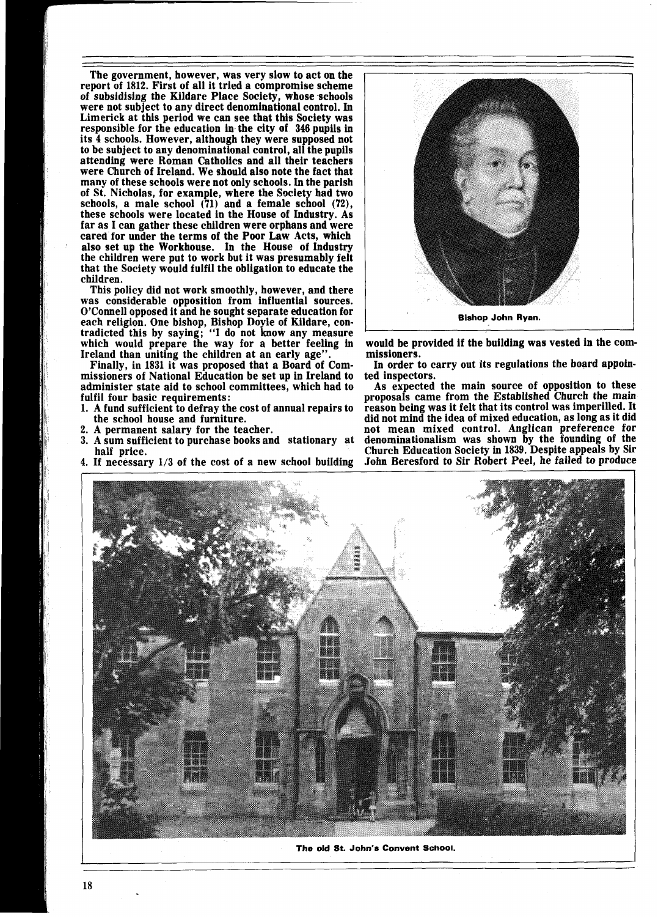The government, however, was very slow to act on the report of 1812. First of all it tried a compromise scheme of subsidising the Kildare Place Society, whose schools were not subject to any direct denominational control. In Limerick at this period we can see that this Society was responsible for the education in the city of 346 pupils in its 4 schools. However, although they were supposed not to be subject to any denominational control, all the pupils attending were Roman Catholics and all their teachers were Church of Ireland. We should also note the fact that many of these schools were not only schools. In the parish of St. Nicholas, for example, where the Society had two schools, a male school (71) and a female school (72), these schools were located in the House of Industry. As far as I can gather these children were orphans and were cared for under the terms of the Poor Law Acts, which also set up the Workhouse. In the House of Industry the children were put to work but it was presumably felt that the Society would fulfil the obligation to educate the children.

This policy did not work smoothly, however, and there was considerable opposition from influential sources. O'Connell opposed it and he sought separate education for each religion. One bishop, Bishop Doyle of Kildare, contradicted this by saying; "I do not know any measure which would prepare the way for a better feeling in Ireland than uniting the children at an early age".

Finally, in 1831 it was proposed that a Board of Commissioners of National Education be set up in Ireland to administer state aid to school committees, which had to fulfil four basic requirements:

1. A fund sufficient to defray the cost of annual repairs to the school house and furniture.
2. A permanent salary for the teacher.
3. A sum sufficient to purchase books and stationary at half price.
4. If necessary 1/3 of the cost of a new school building would be provided if the building was vested in the commissioners.

Bishop John Ryan.

In order to carry out its regulations the board appointed inspectors.

As expected the main source of opposition to these proposals came from the Established Church the main reason being was it felt that its control was imperilled. It did not mind the idea of mixed education, as long as it did not mean mixed control. Anglican preference for denominationalism was shown by the founding of the Church Education Society in 1839. Despite appeals by Sir John Beresford to Sir Robert Peel, he failed to produce

The old St. John's Convent School.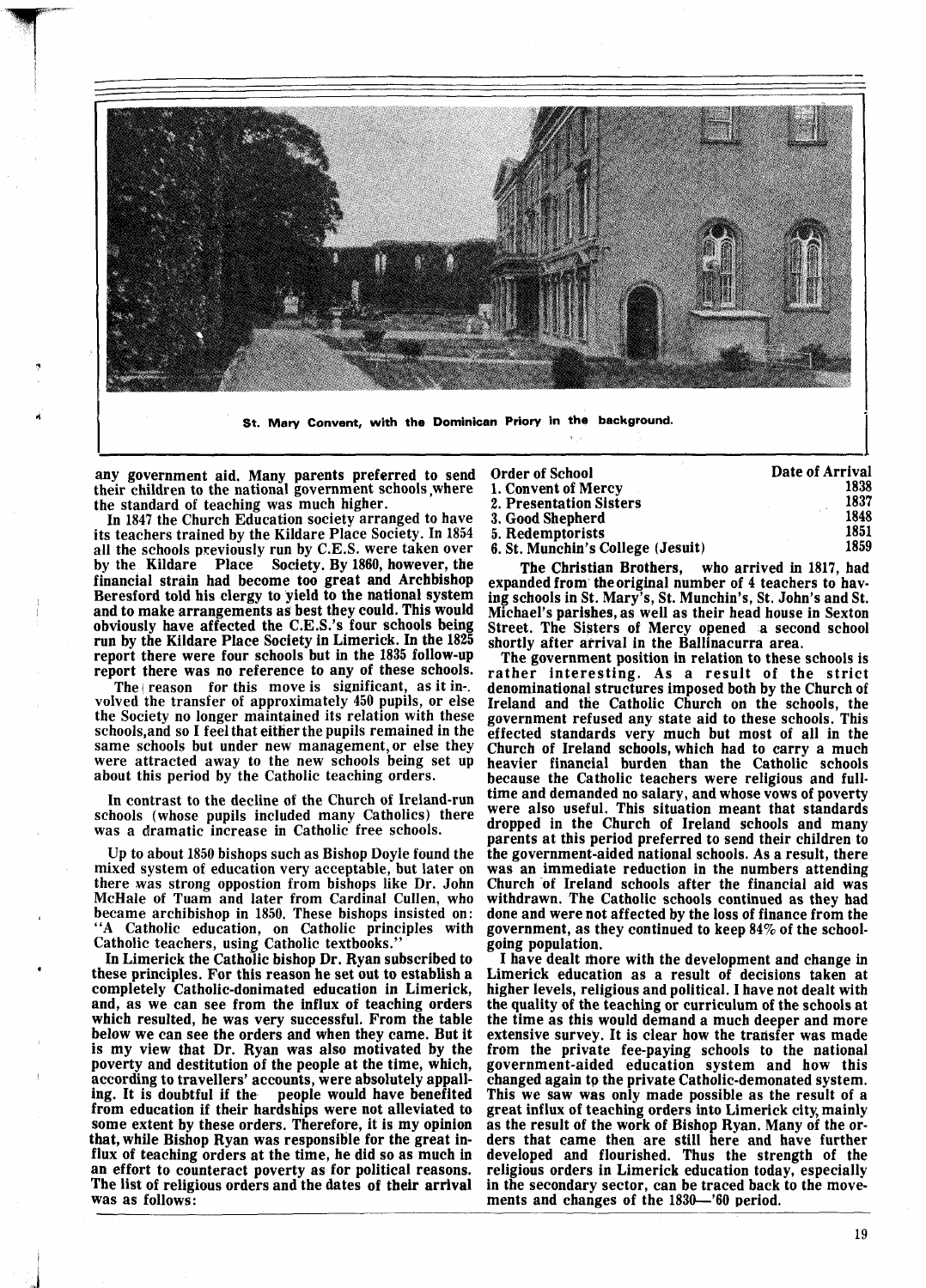St. Mary Convent, with the Dominican Priory in the background.

any government aid. Many parents preferred to send their children to the national government schools,where the standard of teaching was much higher.

In 1847 the Church Education society arranged to have its teachers trained by the Kildare Place Society. In 1854 all the schools previously run by C.E.S. were taken over by the Kildare Place Society. By 1860, however, the financial strain had become too great and Archbishop Beresford told his clergy to yield to the national system and to make arrangements as best they could. This would obviously have affected the C.E.S.'s four schools being run by the Kildare Place Society in Limerick. In the 1825 report there were four schools but in the 1835 follow-up report there was no reference to any of these schools.

The reason for this move is significant, as it involved the transfer of approximately 450 pupils, or else the Society no longer maintained its relation with these schools,and so I feel that either the pupils remained in the same schools but under new management, or else they were attracted away to the new schools being set up about this period by the Catholic teaching orders.

In contrast to the decline of the Church of Ireland-run schools (whose pupils included many Catholics) there was a dramatic increase in Catholic free schools.

Up to about 1850 bishops such as Bishop Doyle found the mixed system of education very acceptable, but later on there was strong oppostion from bishops like Dr. John McHale of Tuam and later from Cardinal Cullen, who became archibishop in 1850. These bishops insisted on: "A Catholic education, on Catholic principles with Catholic teachers, using Catholic textbooks."

In Limerick the Catholic bishop Dr. Ryan subscribed to these principles. For this reason he set out to establish a completely Catholic-donimated education in Limerick, and, as we can see from the influx of teaching orders which resulted, he was very successful. From the table below we can see the orders and when they came. But it is my view that Dr. Ryan was also motivated by the poverty and destitution of the people at the time, which, according to travellers' accounts, were absolutely appalling. It is doubtful if the people would have benefited from education if their hardships were not alleviated to some extent by these orders. Therefore, it is my opinion that, while Bishop Ryan was responsible for the great influx of teaching orders at the time, he did so as much in an effort to counteract poverty as for political reasons. The list of religious orders and the dates of their arrival was as follows:

| Order of School | Date of Arrival |
|---|---|
| 1. Convent of Mercy | 1838 |
| 2. Presentation Sisters | 1837 |
| 3. Good Shepherd | 1848 |
| 5. Redemptorists | 1851 |
| 6. St. Munchin's College (Jesuit) | 1859 |

The Christian Brothers, who arrived in 1817, had expanded from the original number of 4 teachers to having schools in St. Mary's, St. Munchin's, St. John's and St. Michael's parishes, as well as their head house in Sexton Street. The Sisters of Mercy opened a second school shortly after arrival in the Ballinacurra area.

The government position in relation to these schools is rather interesting. As a result of the strict denominational structures imposed both by the Church of Ireland and the Catholic Church on the schools, the government refused any state aid to these schools. This effected standards very much but most of all in the Church of Ireland schools, which had to carry a much heavier financial burden than the Catholic schools because the Catholic teachers were religious and full-time and demanded no salary, and whose vows of poverty were also useful. This situation meant that standards dropped in the Church of Ireland schools and many parents at this period preferred to send their children to the government-aided national schools. As a result, there was an immediate reduction in the numbers attending Church of Ireland schools after the financial aid was withdrawn. The Catholic schools continued as they had done and were not affected by the loss of finance from the government, as they continued to keep 84% of the school-going population.

I have dealt more with the development and change in Limerick education as a result of decisions taken at higher levels, religious and political. I have not dealt with the quality of the teaching or curriculum of the schools at the time as this would demand a much deeper and more extensive survey. It is clear how the transfer was made from the private fee-paying schools to the national government-aided education system and how this changed again to the private Catholic-demonated system. This we saw was only made possible as the result of a great influx of teaching orders into Limerick city, mainly as the result of the work of Bishop Ryan. Many of the orders that came then are still here and have further developed and flourished. Thus the strength of the religious orders in Limerick education today, especially in the secondary sector, can be traced back to the movements and changes of the 1830—'60 period.